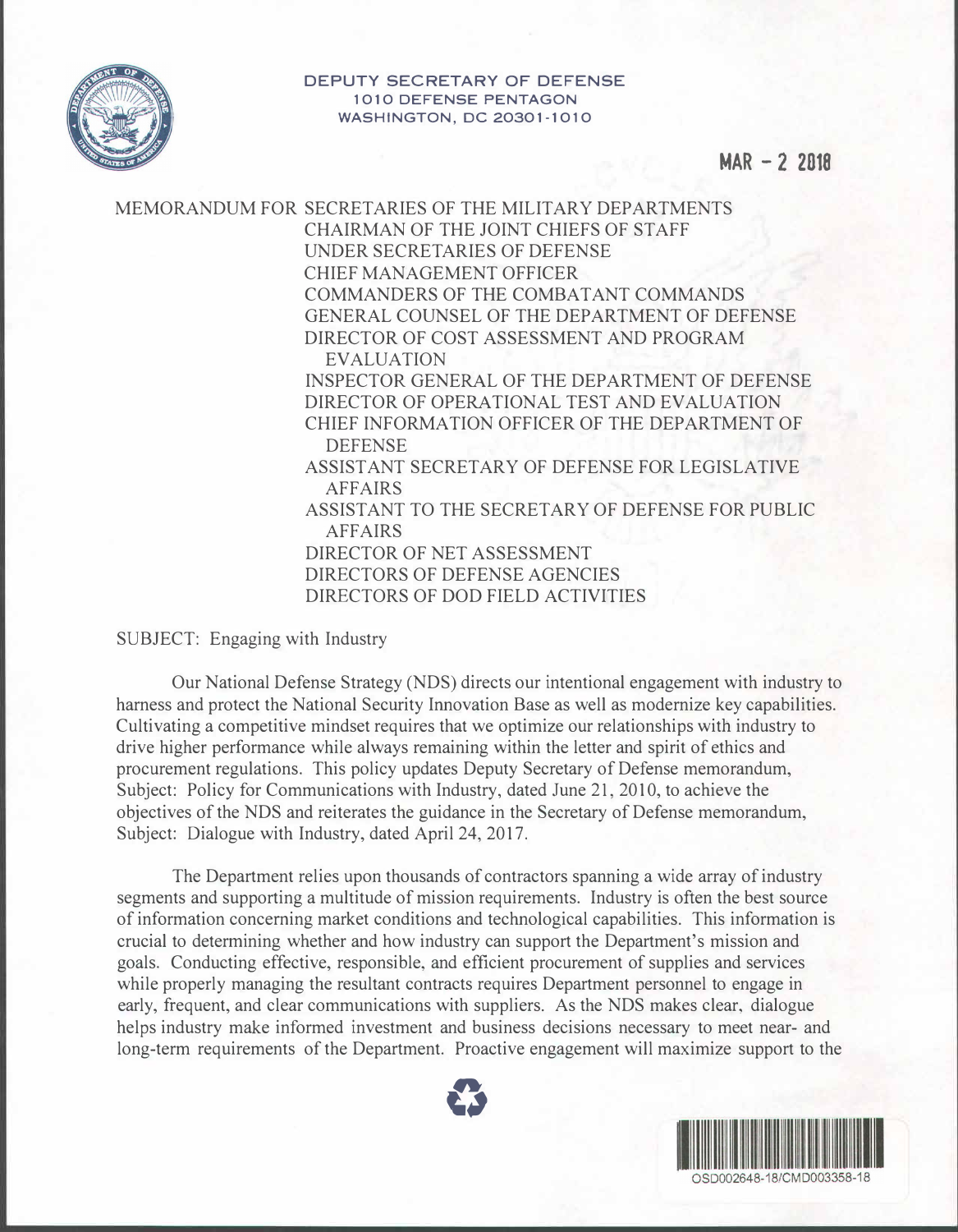DEPUTY SECRETARY OF DEFENSE
1010 DEFENSE PENTAGON
WASHINGTON, DC 20301-1010

MAR - 2 2018

MEMORANDUM FOR SECRETARIES OF THE MILITARY DEPARTMENTS
CHAIRMAN OF THE JOINT CHIEFS OF STAFF
UNDER SECRETARIES OF DEFENSE
CHIEF MANAGEMENT OFFICER
COMMANDERS OF THE COMBATANT COMMANDS
GENERAL COUNSEL OF THE DEPARTMENT OF DEFENSE
DIRECTOR OF COST ASSESSMENT AND PROGRAM EVALUATION
INSPECTOR GENERAL OF THE DEPARTMENT OF DEFENSE
DIRECTOR OF OPERATIONAL TEST AND EVALUATION
CHIEF INFORMATION OFFICER OF THE DEPARTMENT OF DEFENSE
ASSISTANT SECRETARY OF DEFENSE FOR LEGISLATIVE AFFAIRS
ASSISTANT TO THE SECRETARY OF DEFENSE FOR PUBLIC AFFAIRS
DIRECTOR OF NET ASSESSMENT
DIRECTORS OF DEFENSE AGENCIES
DIRECTORS OF DOD FIELD ACTIVITIES

SUBJECT: Engaging with Industry

Our National Defense Strategy (NDS) directs our intentional engagement with industry to harness and protect the National Security Innovation Base as well as modernize key capabilities. Cultivating a competitive mindset requires that we optimize our relationships with industry to drive higher performance while always remaining within the letter and spirit of ethics and procurement regulations. This policy updates Deputy Secretary of Defense memorandum, Subject: Policy for Communications with Industry, dated June 21, 2010, to achieve the objectives of the NDS and reiterates the guidance in the Secretary of Defense memorandum, Subject: Dialogue with Industry, dated April 24, 2017.

The Department relies upon thousands of contractors spanning a wide array of industry segments and supporting a multitude of mission requirements. Industry is often the best source of information concerning market conditions and technological capabilities. This information is crucial to determining whether and how industry can support the Department's mission and goals. Conducting effective, responsible, and efficient procurement of supplies and services while properly managing the resultant contracts requires Department personnel to engage in early, frequent, and clear communications with suppliers. As the NDS makes clear, dialogue helps industry make informed investment and business decisions necessary to meet near- and long-term requirements of the Department. Proactive engagement will maximize support to the

OSD002648-18/CMD003358-18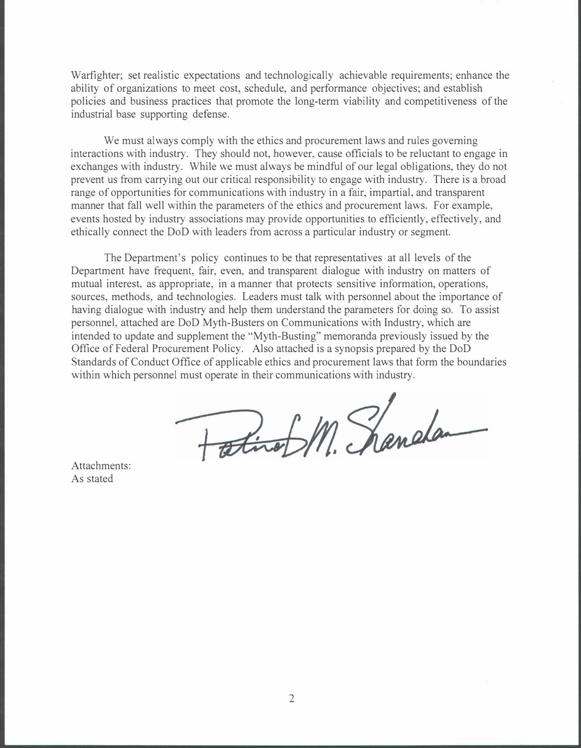Warfighter; set realistic expectations and technologically achievable requirements; enhance the ability of organizations to meet cost, schedule, and performance objectives; and establish policies and business practices that promote the long-term viability and competitiveness of the industrial base supporting defense.

We must always comply with the ethics and procurement laws and rules governing interactions with industry. They should not, however, cause officials to be reluctant to engage in exchanges with industry. While we must always be mindful of our legal obligations, they do not prevent us from carrying out our critical responsibility to engage with industry. There is a broad range of opportunities for communications with industry in a fair, impartial, and transparent manner that fall well within the parameters of the ethics and procurement laws. For example, events hosted by industry associations may provide opportunities to efficiently, effectively, and ethically connect the DoD with leaders from across a particular industry or segment.

The Department's policy continues to be that representatives at all levels of the Department have frequent, fair, even, and transparent dialogue with industry on matters of mutual interest, as appropriate, in a manner that protects sensitive information, operations, sources, methods, and technologies. Leaders must talk with personnel about the importance of having dialogue with industry and help them understand the parameters for doing so. To assist personnel, attached are DoD Myth-Busters on Communications with Industry, which are intended to update and supplement the "Myth-Busting" memoranda previously issued by the Office of Federal Procurement Policy. Also attached is a synopsis prepared by the DoD Standards of Conduct Office of applicable ethics and procurement laws that form the boundaries within which personnel must operate in their communications with industry.

Patrick M. Shanahan

Attachments:
As stated